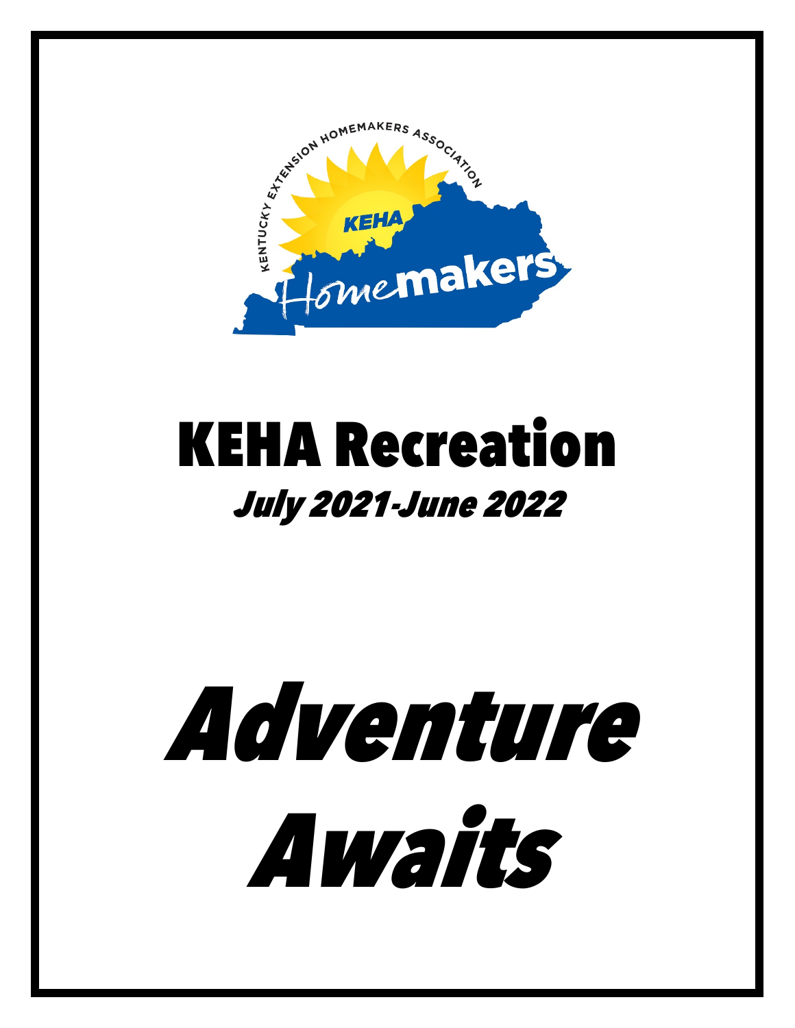# KEHA Recreation

*July 2021-June 2022*

# *Adventure Awaits*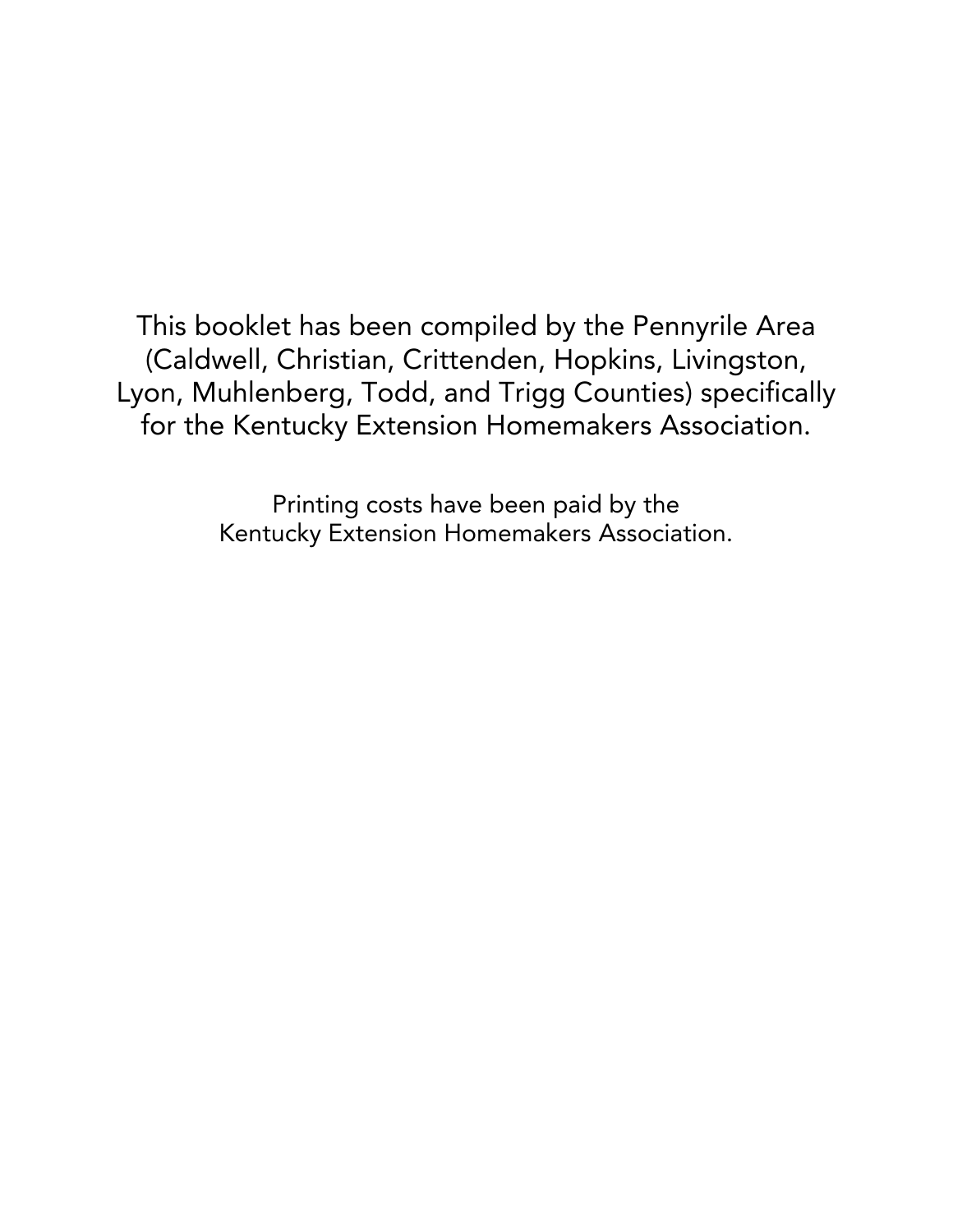This booklet has been compiled by the Pennyrile Area (Caldwell, Christian, Crittenden, Hopkins, Livingston, Lyon, Muhlenberg, Todd, and Trigg Counties) specifically for the Kentucky Extension Homemakers Association.

Printing costs have been paid by the Kentucky Extension Homemakers Association.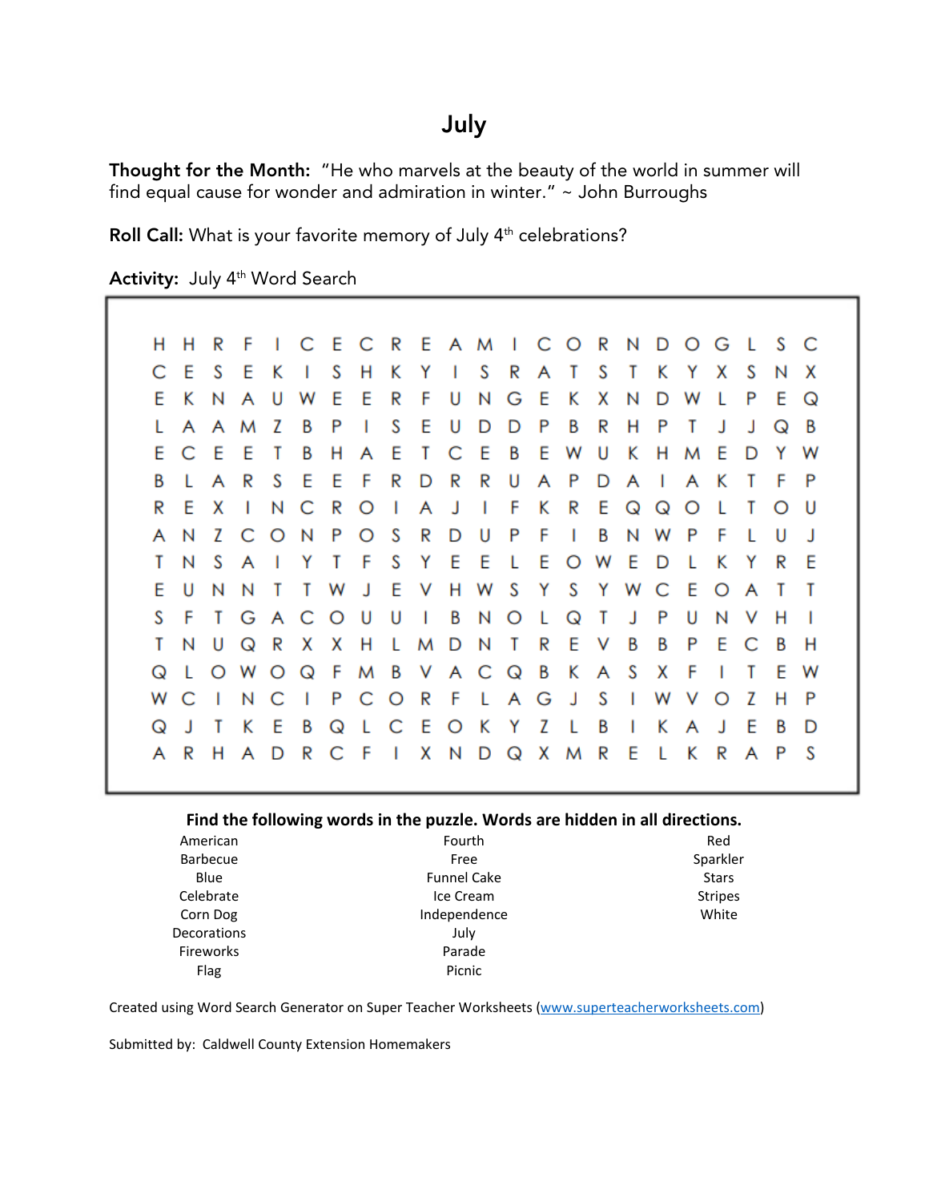# July

**Thought for the Month:** "He who marvels at the beauty of the world in summer will find equal cause for wonder and admiration in winter." ~ John Burroughs

**Roll Call:** What is your favorite memory of July 4th celebrations?

**Activity:** July 4th Word Search

```
H H R F I C E C R E A M I C O R N D O G L S C
C E S E K I S H K Y I S R A T S T K Y X S N X
E K N A U W E E R F U N G E K X N D W L P E Q
L A A M Z B P I S E U D D P B R H P T J J Q B
E C E E T B H A E T C E B E W U K H M E D Y W
B L A R S E E F R D R R U A P D A I A K T F P
R E X I N C R O I A J I F K R E Q Q O L T O U
A N Z C O N P O S R D U P F I B N W P F L U J
T N S A I Y T F S Y E E L E O W E D L K Y R E
E U N N T T W J E V H W S Y S Y W C E O A T T
S F T G A C O U U I B N O L Q T J P U N V H I
T N U Q R X X H L M D N T R E V B B P E C B H
Q L O W O Q F M B V A C Q B K A S X F I T E W
W C I N C I P C O R F L A G J S I W V O Z H P
Q J T K E B Q L C E O K Y Z L B I K A J E B D
A R H A D R C F I X N D Q X M R E L K R A P S
```

**Find the following words in the puzzle. Words are hidden in all directions.**

| | | |
|---|---|---|
| American | Fourth | Red |
| Barbecue | Free | Sparkler |
| Blue | Funnel Cake | Stars |
| Celebrate | Ice Cream | Stripes |
| Corn Dog | Independence | White |
| Decorations | July | |
| Fireworks | Parade | |
| Flag | Picnic | |

Created using Word Search Generator on Super Teacher Worksheets (www.superteacherworksheets.com)

Submitted by: Caldwell County Extension Homemakers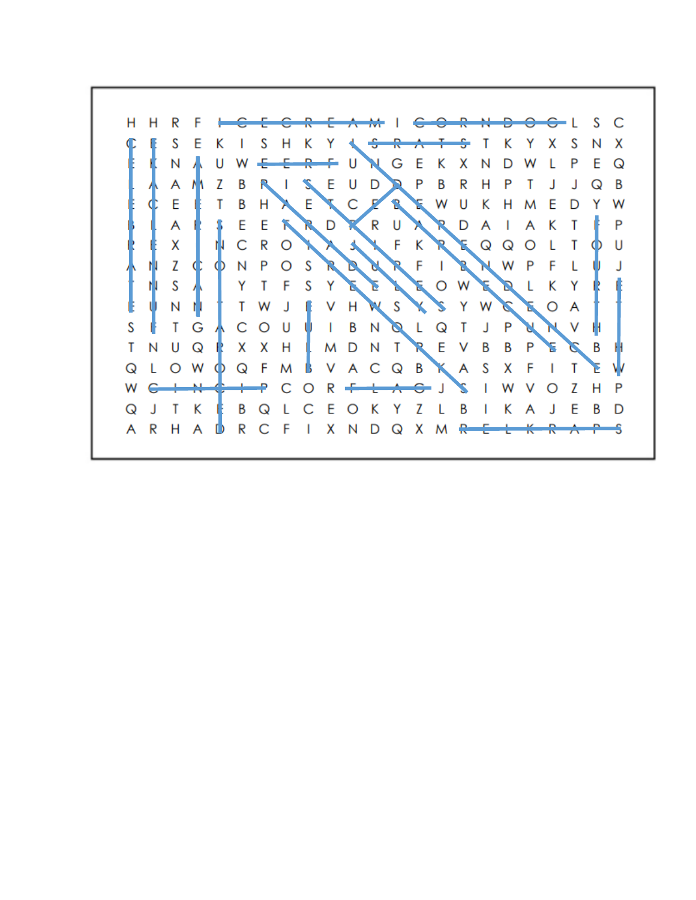H H R F I C E C R E A M I C O R N D O G L S C
C E S E K I S H K Y I S R A T S T K Y X S N X
E K N A U W E E R F U N G E K X N D W L P E Q
L A A M Z B R I S E U D D P B R H P T J J Q B
E C E E T B H A E T C E R E W U K H M E D Y W
B L A R S E E T R D R R U A P D A I A K T F P
R E X I N C R O T A S I F K R E Q Q O L T O U
A N Z C O N P O S R D U R F I B N W P F L U J
T N S A I Y T F S Y E E L E O W E D L K Y R E
E U N N T T W J E V H W S X S Y W C E O A T T
S E T G A C O U U I B N O L Q T J P U N V H I
T N U Q R X X H L M D N T R E V B B P E C B H
Q L O W O Q F M B V A C Q B K A S X F I T E W
W G I N G I P C O R F L A G J S I W V O Z H P
Q J T K E B Q L C E O K Y Z L B I K A J E B D
A R H A D R C F I X N D Q X M R E L K R A P S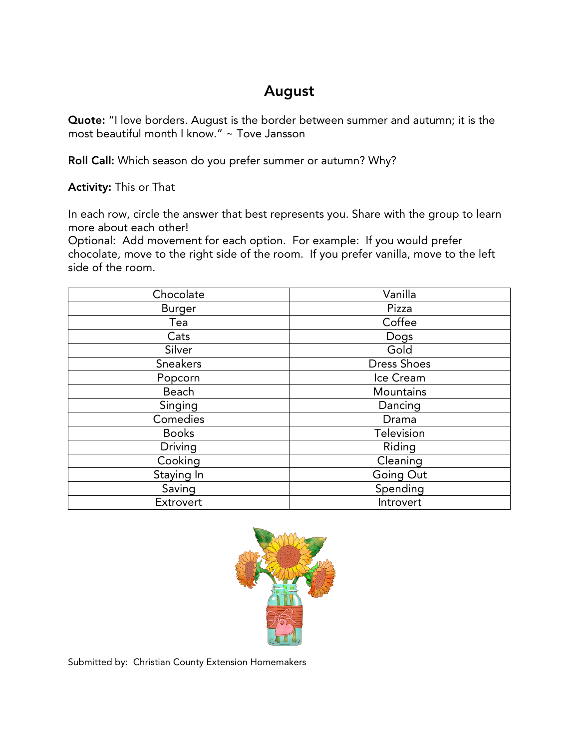# August

**Quote:** "I love borders. August is the border between summer and autumn; it is the most beautiful month I know." ~ Tove Jansson

**Roll Call:** Which season do you prefer summer or autumn? Why?

**Activity:** This or That

In each row, circle the answer that best represents you. Share with the group to learn more about each other!
Optional: Add movement for each option. For example: If you would prefer chocolate, move to the right side of the room. If you prefer vanilla, move to the left side of the room.

| Chocolate | Vanilla |
|---|---|
| Burger | Pizza |
| Tea | Coffee |
| Cats | Dogs |
| Silver | Gold |
| Sneakers | Dress Shoes |
| Popcorn | Ice Cream |
| Beach | Mountains |
| Singing | Dancing |
| Comedies | Drama |
| Books | Television |
| Driving | Riding |
| Cooking | Cleaning |
| Staying In | Going Out |
| Saving | Spending |
| Extrovert | Introvert |

Submitted by: Christian County Extension Homemakers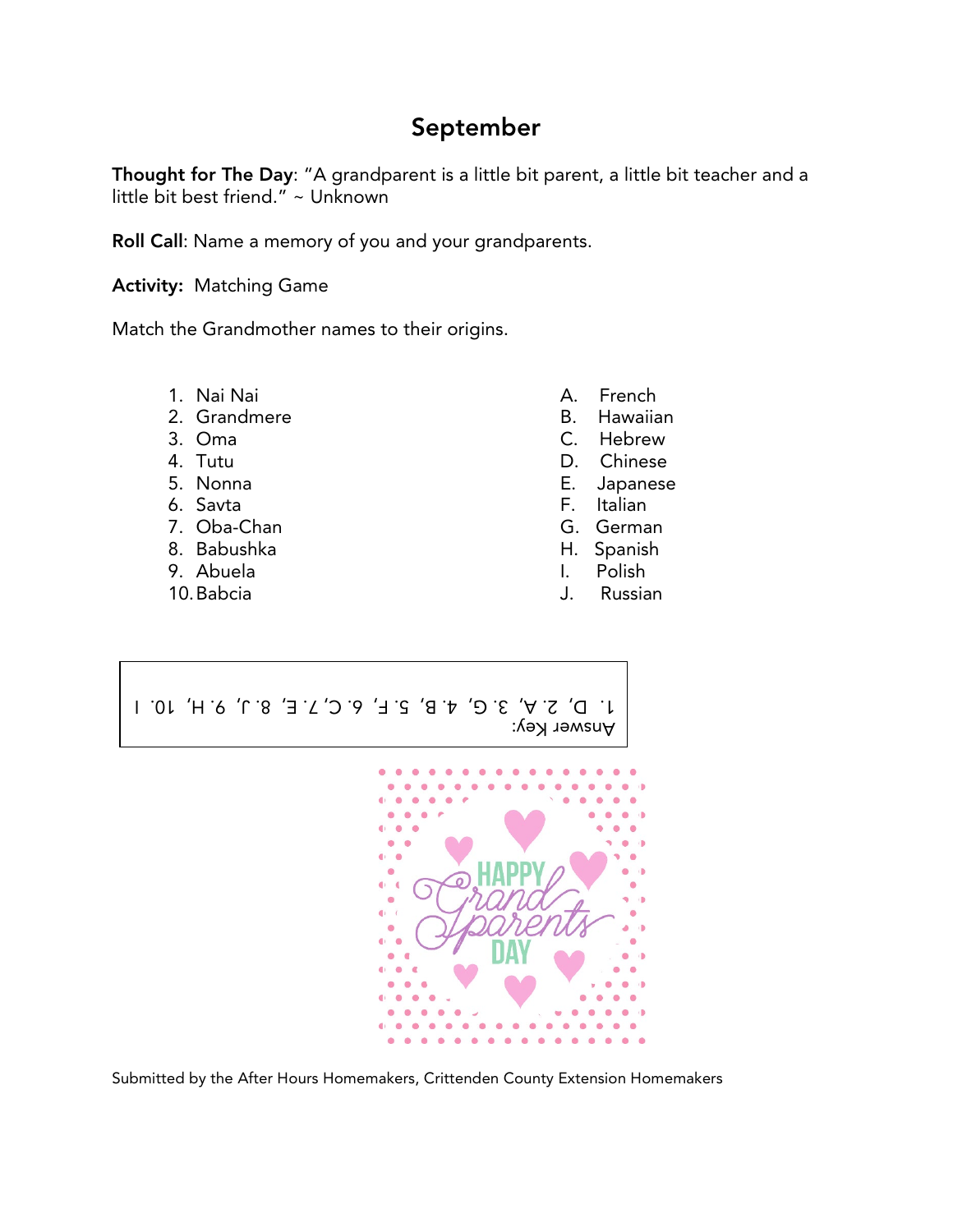# September

**Thought for The Day**: "A grandparent is a little bit parent, a little bit teacher and a little bit best friend." ~ Unknown

**Roll Call**: Name a memory of you and your grandparents.

**Activity:** Matching Game

Match the Grandmother names to their origins.

| | |
|---|---|
| 1. Nai Nai | A. French |
| 2. Grandmere | B. Hawaiian |
| 3. Oma | C. Hebrew |
| 4. Tutu | D. Chinese |
| 5. Nonna | E. Japanese |
| 6. Savta | F. Italian |
| 7. Oba-Chan | G. German |
| 8. Babushka | H. Spanish |
| 9. Abuela | I. Polish |
| 10. Babcia | J. Russian |

Answer Key:
1. D, 2. A, 3. G, 4. B, 5. F, 6. C, 7. E, 8. J, 9. H, 10. I

Submitted by the After Hours Homemakers, Crittenden County Extension Homemakers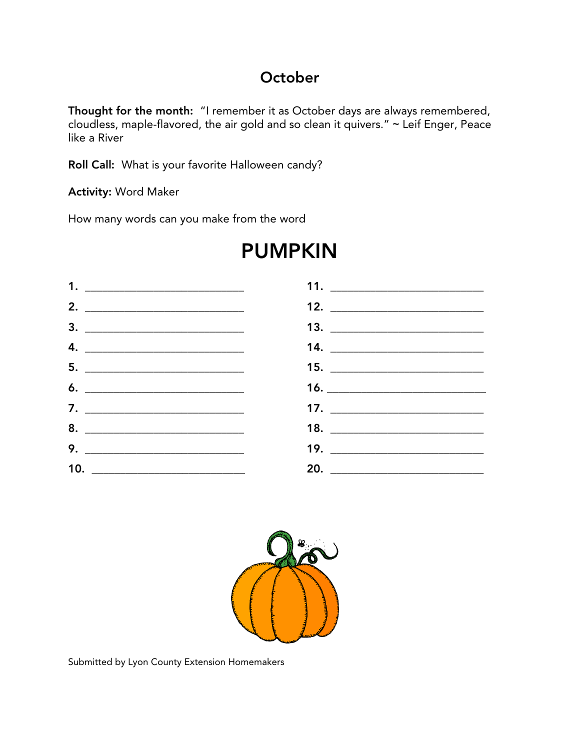# October

**Thought for the month:** "I remember it as October days are always remembered, cloudless, maple-flavored, the air gold and so clean it quivers." ~ Leif Enger, Peace like a River

**Roll Call:** What is your favorite Halloween candy?

**Activity:** Word Maker

How many words can you make from the word

# PUMPKIN

1. ____________________________
2. ____________________________
3. ____________________________
4. ____________________________
5. ____________________________
6. ____________________________
7. ____________________________
8. ____________________________
9. ____________________________
10. ____________________________
11. ____________________________
12. ____________________________
13. ____________________________
14. ____________________________
15. ____________________________
16. ____________________________
17. ____________________________
18. ____________________________
19. ____________________________
20. ____________________________

Submitted by Lyon County Extension Homemakers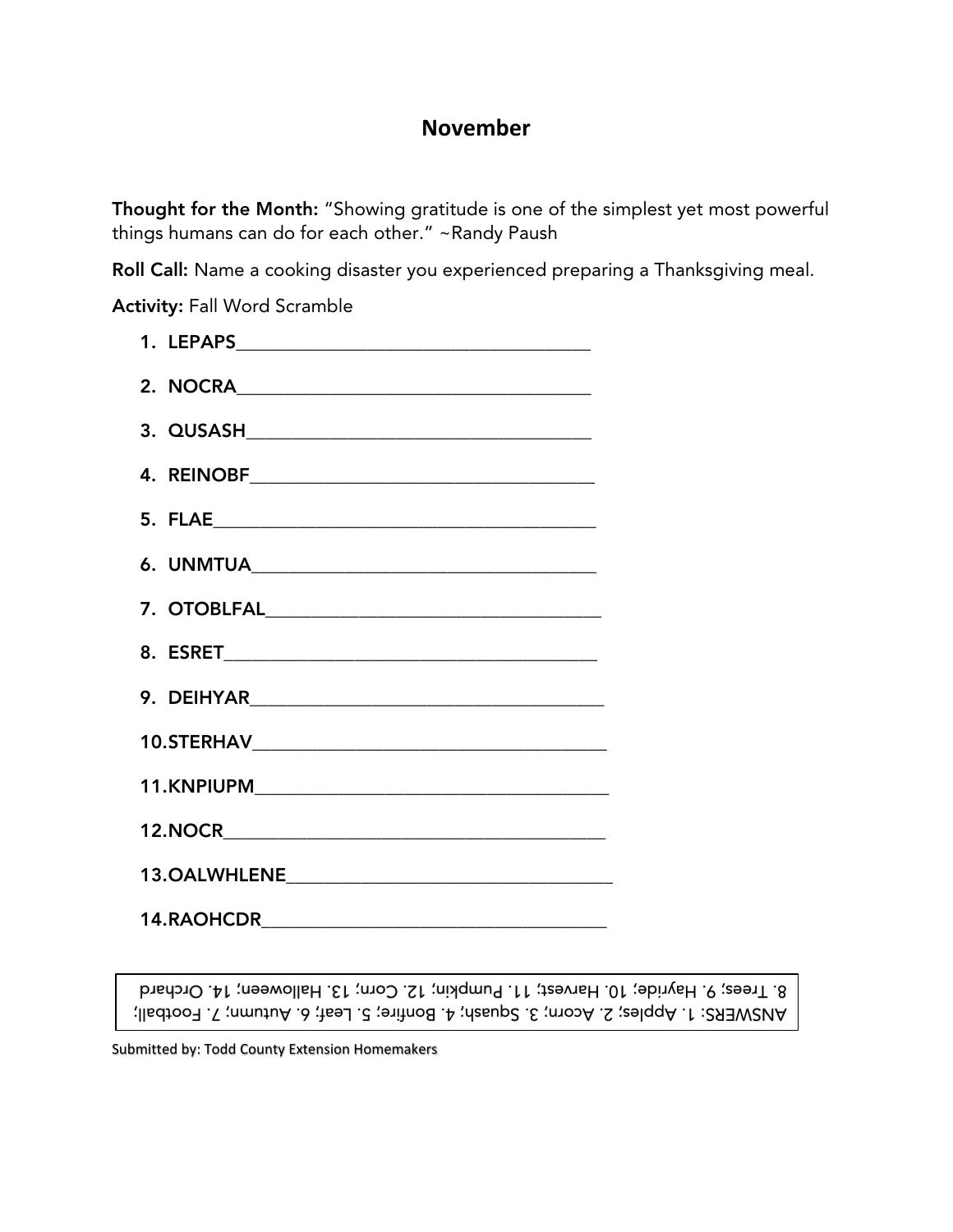# November

**Thought for the Month:** "Showing gratitude is one of the simplest yet most powerful things humans can do for each other." ~Randy Pausch

**Roll Call:** Name a cooking disaster you experienced preparing a Thanksgiving meal.

**Activity:** Fall Word Scramble

1. LEPAPS______________________________________
2. NOCRA______________________________________
3. QUSASH______________________________________
4. REINOBF______________________________________
5. FLAE______________________________________
6. UNMTUA______________________________________
7. OTOBLFAL______________________________________
8. ESRET______________________________________
9. DEIHYAR______________________________________
10. STERHAV______________________________________
11. KNPIUPM______________________________________
12. NOCR______________________________________
13. OALWHLENE______________________________________
14. RAOHCDR______________________________________

ANSWERS: 1. Apples; 2. Acorn; 3. Squash; 4. Bonfire; 5. Leaf; 6. Autumn; 7. Football; 8. Trees; 9. Hayride; 10. Harvest; 11. Pumpkin; 12. Corn; 13. Halloween; 14. Orchard

Submitted by: Todd County Extension Homemakers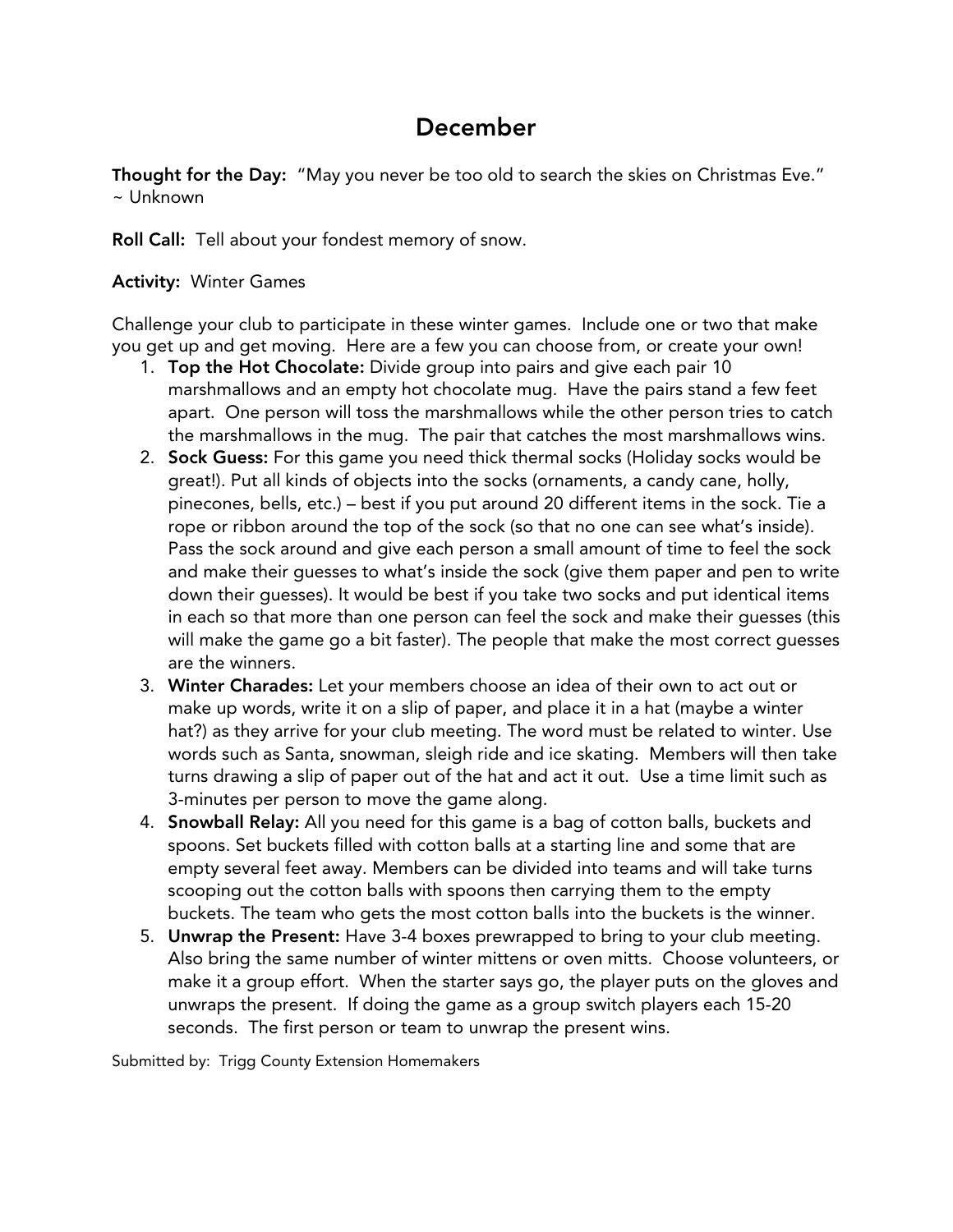# December

**Thought for the Day:** "May you never be too old to search the skies on Christmas Eve." ~ Unknown

**Roll Call:** Tell about your fondest memory of snow.

**Activity:** Winter Games

Challenge your club to participate in these winter games. Include one or two that make you get up and get moving. Here are a few you can choose from, or create your own!

1. **Top the Hot Chocolate:** Divide group into pairs and give each pair 10 marshmallows and an empty hot chocolate mug. Have the pairs stand a few feet apart. One person will toss the marshmallows while the other person tries to catch the marshmallows in the mug. The pair that catches the most marshmallows wins.
2. **Sock Guess:** For this game you need thick thermal socks (Holiday socks would be great!). Put all kinds of objects into the socks (ornaments, a candy cane, holly, pinecones, bells, etc.) – best if you put around 20 different items in the sock. Tie a rope or ribbon around the top of the sock (so that no one can see what's inside). Pass the sock around and give each person a small amount of time to feel the sock and make their guesses to what's inside the sock (give them paper and pen to write down their guesses). It would be best if you take two socks and put identical items in each so that more than one person can feel the sock and make their guesses (this will make the game go a bit faster). The people that make the most correct guesses are the winners.
3. **Winter Charades:** Let your members choose an idea of their own to act out or make up words, write it on a slip of paper, and place it in a hat (maybe a winter hat?) as they arrive for your club meeting. The word must be related to winter. Use words such as Santa, snowman, sleigh ride and ice skating. Members will then take turns drawing a slip of paper out of the hat and act it out. Use a time limit such as 3-minutes per person to move the game along.
4. **Snowball Relay:** All you need for this game is a bag of cotton balls, buckets and spoons. Set buckets filled with cotton balls at a starting line and some that are empty several feet away. Members can be divided into teams and will take turns scooping out the cotton balls with spoons then carrying them to the empty buckets. The team who gets the most cotton balls into the buckets is the winner.
5. **Unwrap the Present:** Have 3-4 boxes prewrapped to bring to your club meeting. Also bring the same number of winter mittens or oven mitts. Choose volunteers, or make it a group effort. When the starter says go, the player puts on the gloves and unwraps the present. If doing the game as a group switch players each 15-20 seconds. The first person or team to unwrap the present wins.

Submitted by: Trigg County Extension Homemakers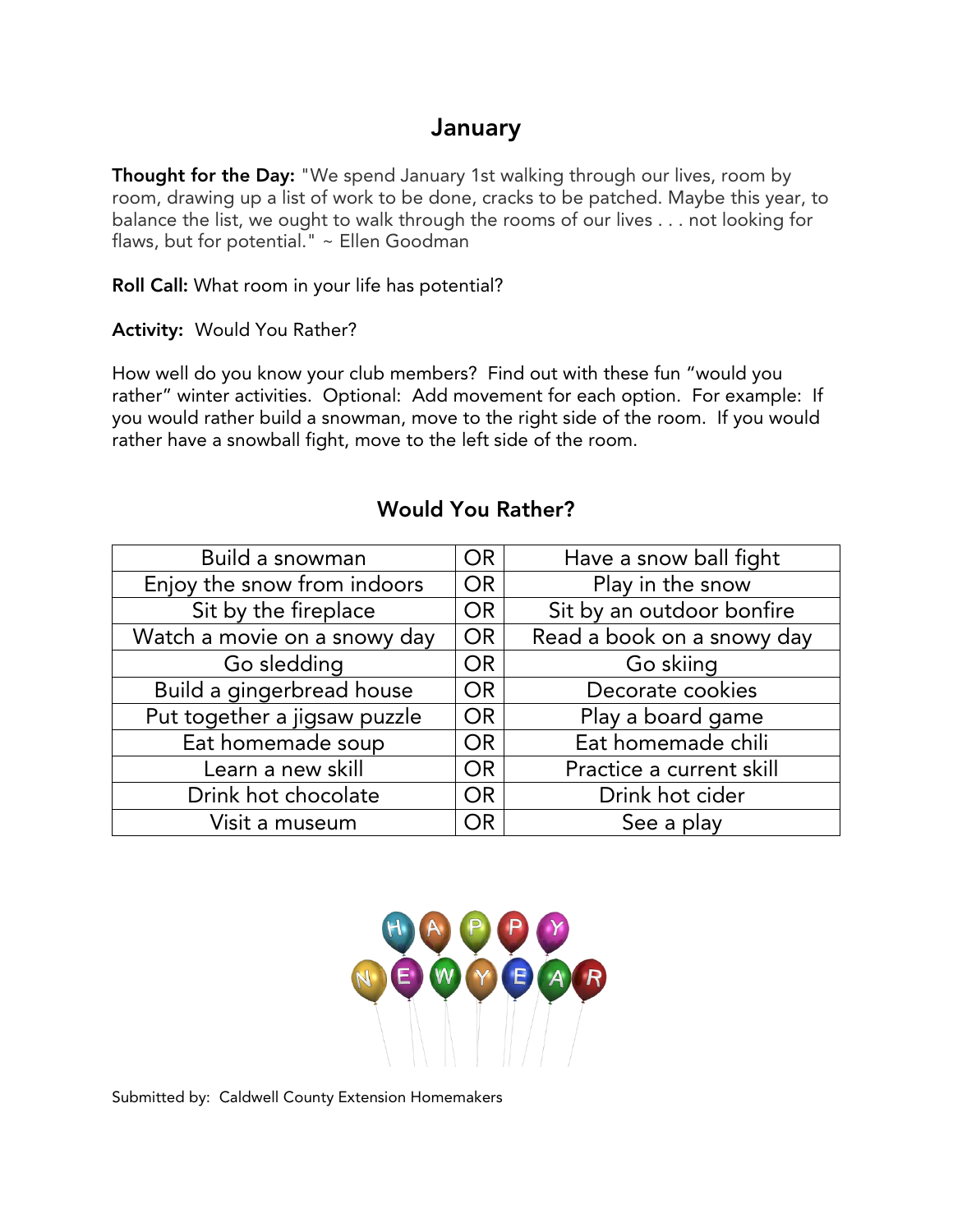# January

**Thought for the Day:** "We spend January 1st walking through our lives, room by room, drawing up a list of work to be done, cracks to be patched. Maybe this year, to balance the list, we ought to walk through the rooms of our lives . . . not looking for flaws, but for potential." ~ Ellen Goodman

**Roll Call:** What room in your life has potential?

**Activity:** Would You Rather?

How well do you know your club members? Find out with these fun "would you rather" winter activities. Optional: Add movement for each option. For example: If you would rather build a snowman, move to the right side of the room. If you would rather have a snowball fight, move to the left side of the room.

## Would You Rather?

| | | |
|---|---|---|
| Build a snowman | OR | Have a snow ball fight |
| Enjoy the snow from indoors | OR | Play in the snow |
| Sit by the fireplace | OR | Sit by an outdoor bonfire |
| Watch a movie on a snowy day | OR | Read a book on a snowy day |
| Go sledding | OR | Go skiing |
| Build a gingerbread house | OR | Decorate cookies |
| Put together a jigsaw puzzle | OR | Play a board game |
| Eat homemade soup | OR | Eat homemade chili |
| Learn a new skill | OR | Practice a current skill |
| Drink hot chocolate | OR | Drink hot cider |
| Visit a museum | OR | See a play |

HAPPY NEW YEAR

Submitted by: Caldwell County Extension Homemakers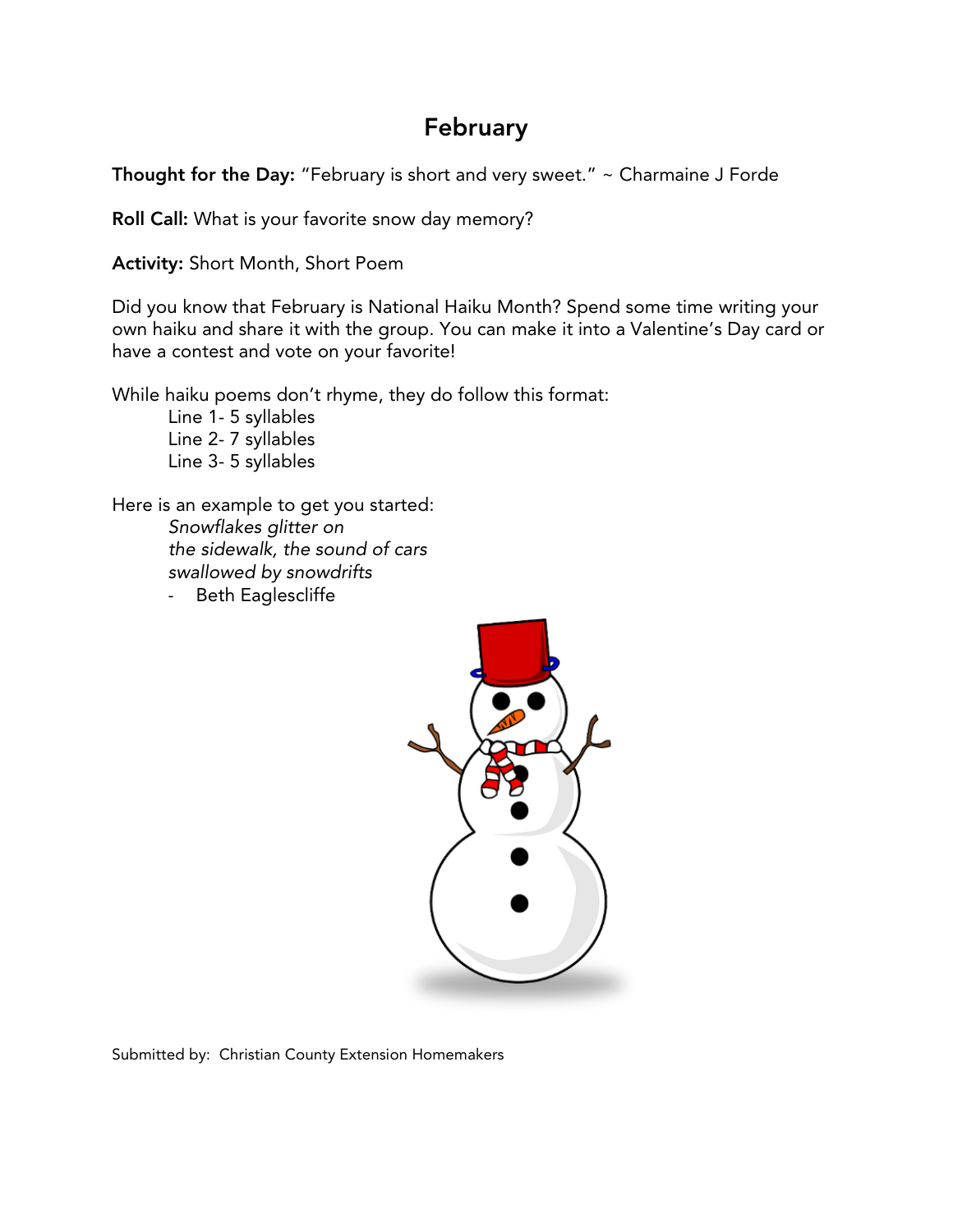# February

**Thought for the Day:** "February is short and very sweet." ~ Charmaine J Forde

**Roll Call:** What is your favorite snow day memory?

**Activity:** Short Month, Short Poem

Did you know that February is National Haiku Month? Spend some time writing your own haiku and share it with the group. You can make it into a Valentine's Day card or have a contest and vote on your favorite!

While haiku poems don't rhyme, they do follow this format:

- Line 1- 5 syllables
- Line 2- 7 syllables
- Line 3- 5 syllables

Here is an example to get you started:

*Snowflakes glitter on*
*the sidewalk, the sound of cars*
*swallowed by snowdrifts*

- Beth Eaglescliffe

Submitted by: Christian County Extension Homemakers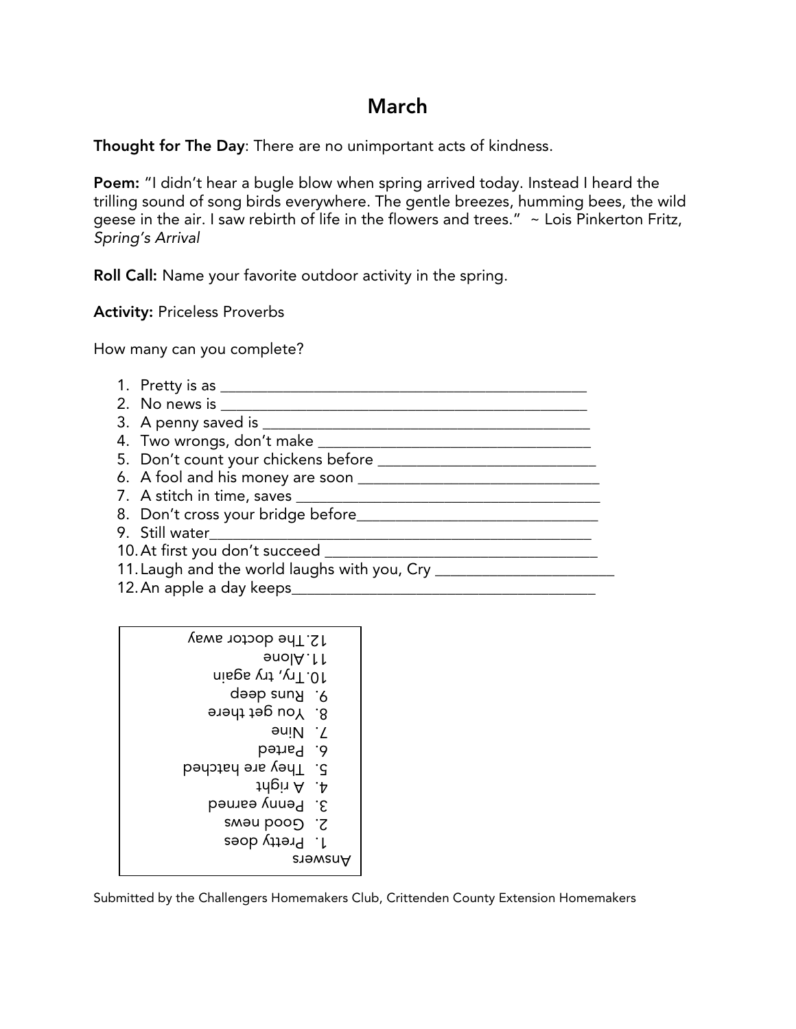# March

**Thought for The Day**: There are no unimportant acts of kindness.

**Poem:** "I didn't hear a bugle blow when spring arrived today. Instead I heard the trilling sound of song birds everywhere. The gentle breezes, humming bees, the wild geese in the air. I saw rebirth of life in the flowers and trees." ~ Lois Pinkerton Fritz, *Spring's Arrival*

**Roll Call:** Name your favorite outdoor activity in the spring.

**Activity:** Priceless Proverbs

How many can you complete?

1. Pretty is as ______________________________________________
2. No news is ______________________________________________
3. A penny saved is ________________________________________
4. Two wrongs, don't make ___________________________________
5. Don't count your chickens before ___________________________
6. A fool and his money are soon _____________________________
7. A stitch in time, saves ____________________________________
8. Don't cross your bridge before______________________________
9. Still water_______________________________________________
10. At first you don't succeed __________________________________
11. Laugh and the world laughs with you, Cry ______________________
12. An apple a day keeps_______________________________________

Answers

1. Pretty does
2. Good news
3. Penny earned
4. A right
5. They are hatched
6. Parted
7. Nine
8. You get there
9. Runs deep
10. Try, try again
11. Alone
12. The doctor away

Submitted by the Challengers Homemakers Club, Crittenden County Extension Homemakers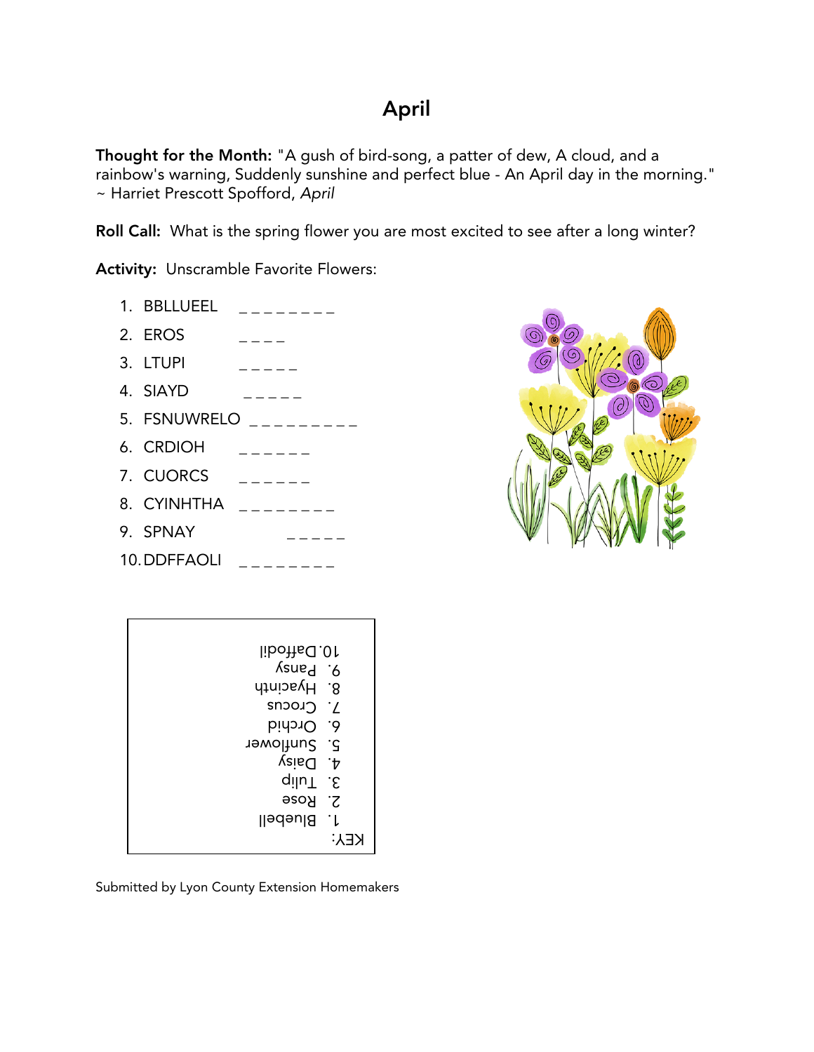# April

**Thought for the Month:** "A gush of bird-song, a patter of dew, A cloud, and a rainbow's warning, Suddenly sunshine and perfect blue - An April day in the morning." ~ Harriet Prescott Spofford, *April*

**Roll Call:** What is the spring flower you are most excited to see after a long winter?

**Activity:** Unscramble Favorite Flowers:

1. BBLLUEEL _ _ _ _ _ _ _ _
2. EROS _ _ _ _
3. LTUPI _ _ _ _ _
4. SIAYD _ _ _ _ _
5. FSNUWRELO _ _ _ _ _ _ _ _ _
6. CRDIOH _ _ _ _ _ _
7. CUORCS _ _ _ _ _ _
8. CYINHTHA _ _ _ _ _ _ _ _
9. SPNAY _ _ _ _ _
10. DDFFAOLI _ _ _ _ _ _ _ _

KEY:
1. Bluebell
2. Rose
3. Tulip
4. Daisy
5. Sunflower
6. Orchid
7. Crocus
8. Hyacinth
9. Pansy
10. Daffodil

Submitted by Lyon County Extension Homemakers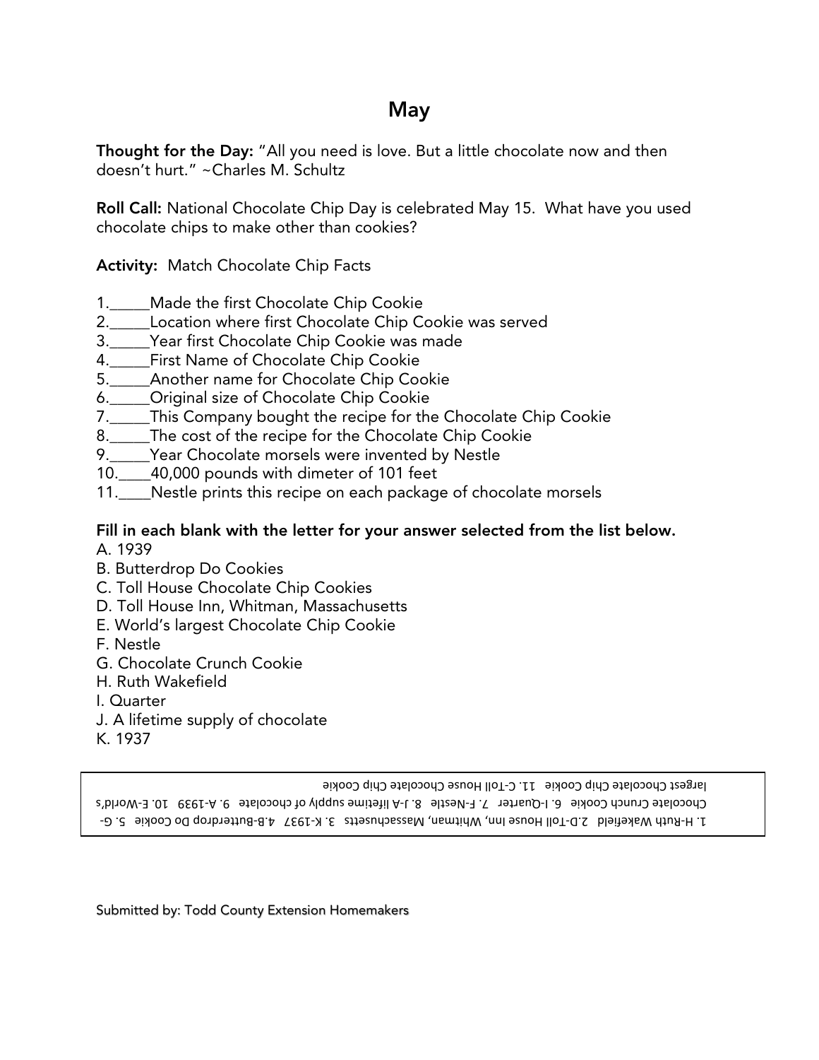# May

**Thought for the Day:** "All you need is love. But a little chocolate now and then doesn't hurt." ~Charles M. Schultz

**Roll Call:** National Chocolate Chip Day is celebrated May 15. What have you used chocolate chips to make other than cookies?

**Activity:** Match Chocolate Chip Facts

1._____Made the first Chocolate Chip Cookie
2._____Location where first Chocolate Chip Cookie was served
3._____Year first Chocolate Chip Cookie was made
4._____First Name of Chocolate Chip Cookie
5._____Another name for Chocolate Chip Cookie
6._____Original size of Chocolate Chip Cookie
7._____This Company bought the recipe for the Chocolate Chip Cookie
8._____The cost of the recipe for the Chocolate Chip Cookie
9._____Year Chocolate morsels were invented by Nestle
10.____40,000 pounds with dimeter of 101 feet
11.____Nestle prints this recipe on each package of chocolate morsels

**Fill in each blank with the letter for your answer selected from the list below.**

A. 1939
B. Butterdrop Do Cookies
C. Toll House Chocolate Chip Cookies
D. Toll House Inn, Whitman, Massachusetts
E. World's largest Chocolate Chip Cookie
F. Nestle
G. Chocolate Crunch Cookie
H. Ruth Wakefield
I. Quarter
J. A lifetime supply of chocolate
K. 1937

1. H-Ruth Wakefield 2.D-Toll House Inn, Whitman, Massachusetts 3. K-1937 4.B-Butterdrop Do Cookie 5. G-Chocolate Crunch Cookie 6. I-Quarter 7. F-Nestle 8. J-A lifetime supply of chocolate 9. A-1939 10. E-World's largest Chocolate Chip Cookie 11. C-Toll House Chocolate Chip Cookie

Submitted by: Todd County Extension Homemakers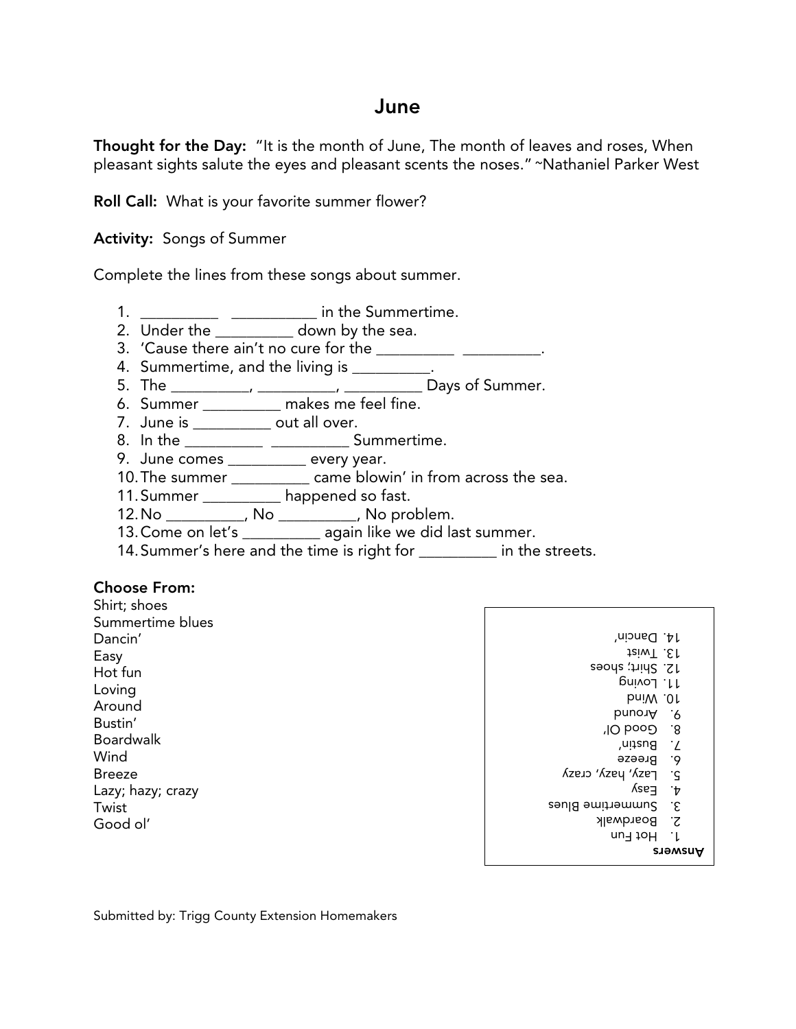# June

**Thought for the Day:** "It is the month of June, The month of leaves and roses, When pleasant sights salute the eyes and pleasant scents the noses." ~Nathaniel Parker West

**Roll Call:** What is your favorite summer flower?

**Activity:** Songs of Summer

Complete the lines from these songs about summer.

1. __________ __________ in the Summertime.
2. Under the __________ down by the sea.
3. 'Cause there ain't no cure for the __________ __________.
4. Summertime, and the living is __________.
5. The __________, __________, __________ Days of Summer.
6. Summer __________ makes me feel fine.
7. June is __________ out all over.
8. In the __________ __________ Summertime.
9. June comes __________ every year.
10. The summer __________ came blowin' in from across the sea.
11. Summer __________ happened so fast.
12. No __________, No __________, No problem.
13. Come on let's __________ again like we did last summer.
14. Summer's here and the time is right for __________ in the streets.

**Choose From:**

Shirt; shoes
Summertime blues
Dancin'
Easy
Hot fun
Loving
Around
Bustin'
Boardwalk
Wind
Breeze
Lazy; hazy; crazy
Twist
Good ol'

**Answers**

1. Hot Fun
2. Boardwalk
3. Summertime Blues
4. Easy
5. Lazy, hazy, crazy
6. Breeze
7. Bustin'
8. Good Ol'
9. Around
10. Wind
11. Loving
12. Shirt; shoes
13. Twist
14. Dancin'

Submitted by: Trigg County Extension Homemakers